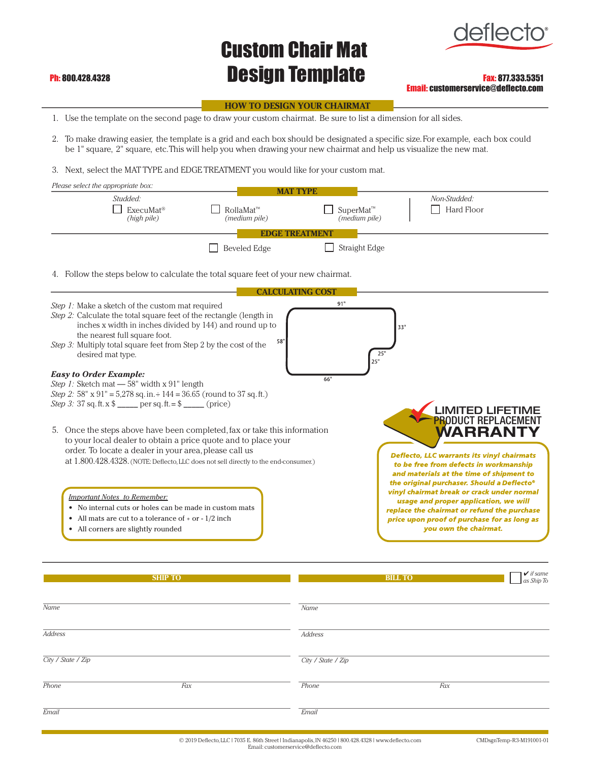deflecto®

# Custom Chair Mat Design Template

**Ph:** 800.428.4328

**Fax:** 877.333.5351
**Email:** customerservice@deflecto.com

## HOW TO DESIGN YOUR CHAIRMAT

1. Use the template on the second page to draw your custom chairmat. Be sure to list a dimension for all sides.

2. To make drawing easier, the template is a grid and each box should be designated a specific size. For example, each box could be 1" square, 2" square, etc. This will help you when drawing your new chairmat and help us visualize the new mat.

3. Next, select the MAT TYPE and EDGE TREATMENT you would like for your custom mat.

*Please select the appropriate box:*

### MAT TYPE

*Studded:*

- ☐ ExecuMat® *(high pile)*
- ☐ RollaMat™ *(medium pile)*
- ☐ SuperMat™ *(medium pile)*

*Non-Studded:*

- ☐ Hard Floor

### EDGE TREATMENT

- ☐ Beveled Edge
- ☐ Straight Edge

4. Follow the steps below to calculate the total square feet of your new chairmat.

### CALCULATING COST

*Step 1:* Make a sketch of the custom mat required
*Step 2:* Calculate the total square feet of the rectangle (length in inches x width in inches divided by 144) and round up to the nearest full square foot.
*Step 3:* Multiply total square feet from Step 2 by the cost of the desired mat type.

91" | 33" | 58" | 25" | 25" | 66"

***Easy to Order Example:***
*Step 1:* Sketch mat — 58" width x 91" length
*Step 2:* 58" x 91" = 5,278 sq. in. ÷ 144 = 36.65 (round to 37 sq. ft.)
*Step 3:* 37 sq. ft. x $ _____ per sq. ft. = $ _____ (price)

5. Once the steps above have been completed, fax or take this information to your local dealer to obtain a price quote and to place your order. To locate a dealer in your area, please call us at 1.800.428.4328. (NOTE: Deflecto, LLC does not sell directly to the end-consumer.)

*Important Notes to Remember:*

- No internal cuts or holes can be made in custom mats
- All mats are cut to a tolerance of + or - 1/2 inch
- All corners are slightly rounded

**LIMITED LIFETIME PRODUCT REPLACEMENT WARRANTY**

***Deflecto, LLC warrants its vinyl chairmats to be free from defects in workmanship and materials at the time of shipment to the original purchaser. Should a Deflecto® vinyl chairmat break or crack under normal usage and proper application, we will replace the chairmat or refund the purchase price upon proof of purchase for as long as you own the chairmat.***

| SHIP TO | | BILL TO ☐ ✔ *if same as Ship To* | |
|---|---|---|---|
| *Name* | | *Name* | |
| *Address* | | *Address* | |
| *City / State / Zip* | | *City / State / Zip* | |
| *Phone* | *Fax* | *Phone* | *Fax* |
| *Email* | | *Email* | |

© 2019 Deflecto, LLC | 7035 E. 86th Street | Indianapolis, IN 46250 | 800.428.4328 | www.deflecto.com
Email: customerservice@deflecto.com

CMDsgnTemp-R3-M191001-01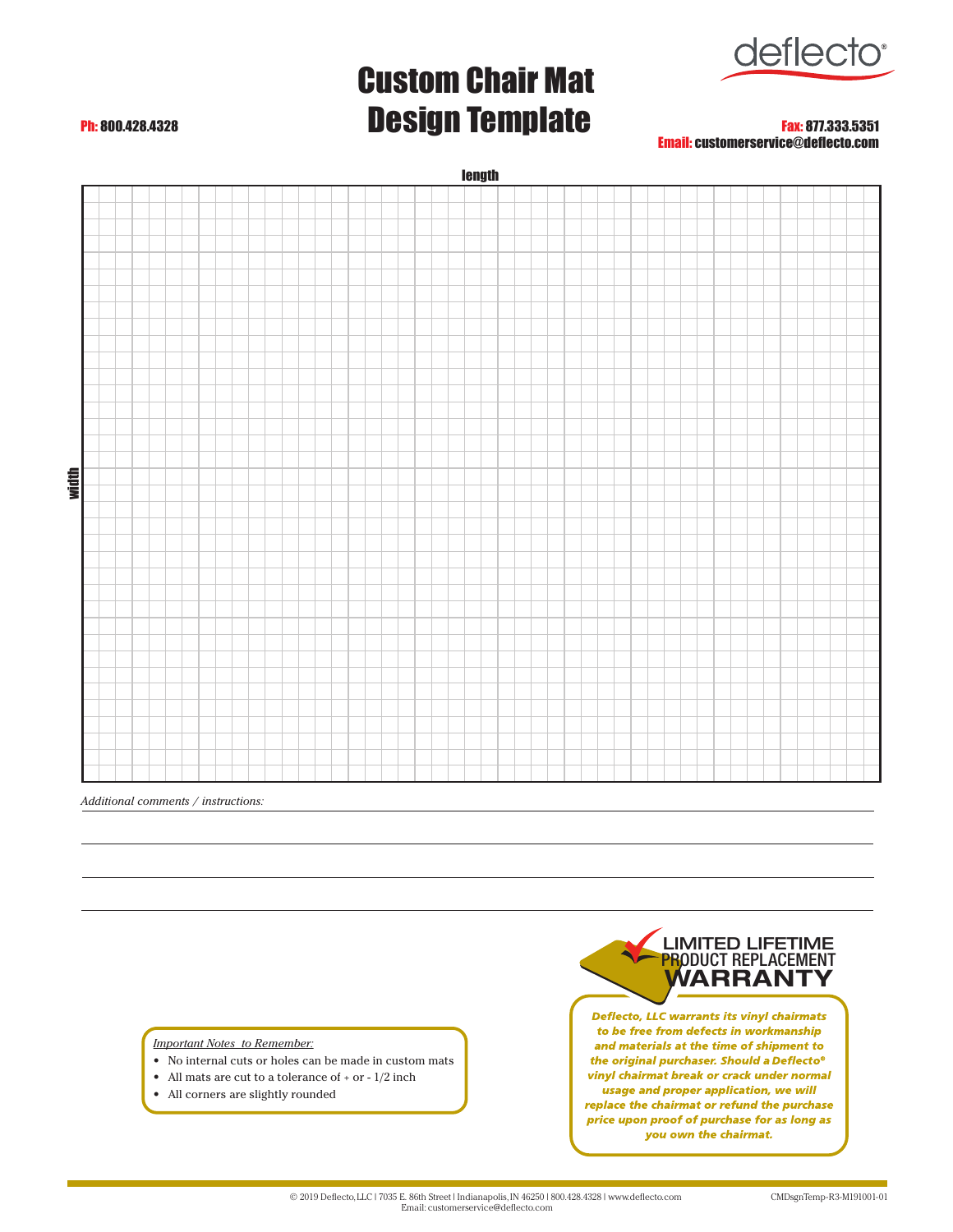# Custom Chair Mat Design Template

deflecto®

**Ph:** 800.428.4328

**Fax:** 877.333.5351
**Email:** customerservice@deflecto.com

length

width

*Additional comments / instructions:*

---

---

---

---

*Important Notes to Remember:*

- No internal cuts or holes can be made in custom mats
- All mats are cut to a tolerance of + or - 1/2 inch
- All corners are slightly rounded

**LIMITED LIFETIME PRODUCT REPLACEMENT WARRANTY**

***Deflecto, LLC warrants its vinyl chairmats to be free from defects in workmanship and materials at the time of shipment to the original purchaser. Should a Deflecto® vinyl chairmat break or crack under normal usage and proper application, we will replace the chairmat or refund the purchase price upon proof of purchase for as long as you own the chairmat.***

© 2019 Deflecto, LLC | 7035 E. 86th Street | Indianapolis, IN 46250 | 800.428.4328 | www.deflecto.com
Email: customerservice@deflecto.com

CMDsgnTemp-R3-M191001-01